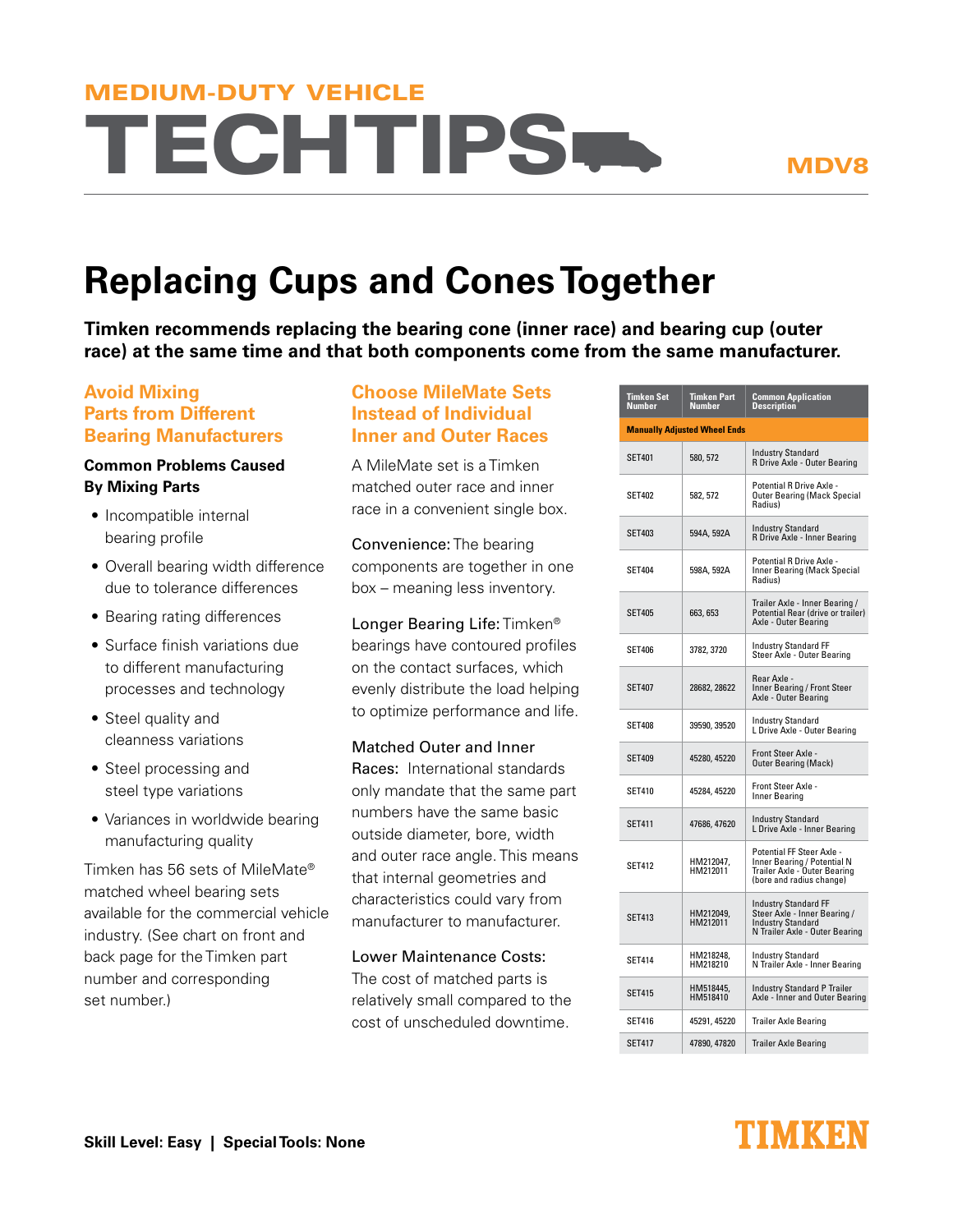MEDIUM-DUTY VEHICLE

# TECHTIPS

MDV8

# Replacing Cups and Cones Together

**Timken recommends replacing the bearing cone (inner race) and bearing cup (outer race) at the same time and that both components come from the same manufacturer.**

## Avoid Mixing Parts from Different Bearing Manufacturers

### Common Problems Caused By Mixing Parts

- Incompatible internal bearing profile
- Overall bearing width difference due to tolerance differences
- Bearing rating differences
- Surface finish variations due to different manufacturing processes and technology
- Steel quality and cleanness variations
- Steel processing and steel type variations
- Variances in worldwide bearing manufacturing quality

Timken has 56 sets of MileMate® matched wheel bearing sets available for the commercial vehicle industry. (See chart on front and back page for the Timken part number and corresponding set number.)

## Choose MileMate Sets Instead of Individual Inner and Outer Races

A MileMate set is a Timken matched outer race and inner race in a convenient single box.

Convenience: The bearing components are together in one box – meaning less inventory.

Longer Bearing Life: Timken® bearings have contoured profiles on the contact surfaces, which evenly distribute the load helping to optimize performance and life.

Matched Outer and Inner Races: International standards only mandate that the same part numbers have the same basic outside diameter, bore, width and outer race angle. This means that internal geometries and characteristics could vary from manufacturer to manufacturer.

Lower Maintenance Costs: The cost of matched parts is relatively small compared to the cost of unscheduled downtime.

| Timken Set Number | Timken Part Number | Common Application Description |
|---|---|---|
| **Manually Adjusted Wheel Ends** | | |
| SET401 | 580, 572 | Industry Standard R Drive Axle - Outer Bearing |
| SET402 | 582, 572 | Potential R Drive Axle - Outer Bearing (Mack Special Radius) |
| SET403 | 594A, 592A | Industry Standard R Drive Axle - Inner Bearing |
| SET404 | 598A, 592A | Potential R Drive Axle - Inner Bearing (Mack Special Radius) |
| SET405 | 663, 653 | Trailer Axle - Inner Bearing / Potential Rear (drive or trailer) Axle - Outer Bearing |
| SET406 | 3782, 3720 | Industry Standard FF Steer Axle - Outer Bearing |
| SET407 | 28682, 28622 | Rear Axle - Inner Bearing / Front Steer Axle - Outer Bearing |
| SET408 | 39590, 39520 | Industry Standard L Drive Axle - Outer Bearing |
| SET409 | 45280, 45220 | Front Steer Axle - Outer Bearing (Mack) |
| SET410 | 45284, 45220 | Front Steer Axle - Inner Bearing |
| SET411 | 47686, 47620 | Industry Standard L Drive Axle - Inner Bearing |
| SET412 | HM212047, HM212011 | Potential FF Steer Axle - Inner Bearing / Potential N Trailer Axle - Outer Bearing (bore and radius change) |
| SET413 | HM212049, HM212011 | Industry Standard FF Steer Axle - Inner Bearing / Industry Standard N Trailer Axle - Outer Bearing |
| SET414 | HM218248, HM218210 | Industry Standard N Trailer Axle - Inner Bearing |
| SET415 | HM518445, HM518410 | Industry Standard P Trailer Axle - Inner and Outer Bearing |
| SET416 | 45291, 45220 | Trailer Axle Bearing |
| SET417 | 47890, 47820 | Trailer Axle Bearing |

**Skill Level: Easy | Special Tools: None**

TIMKEN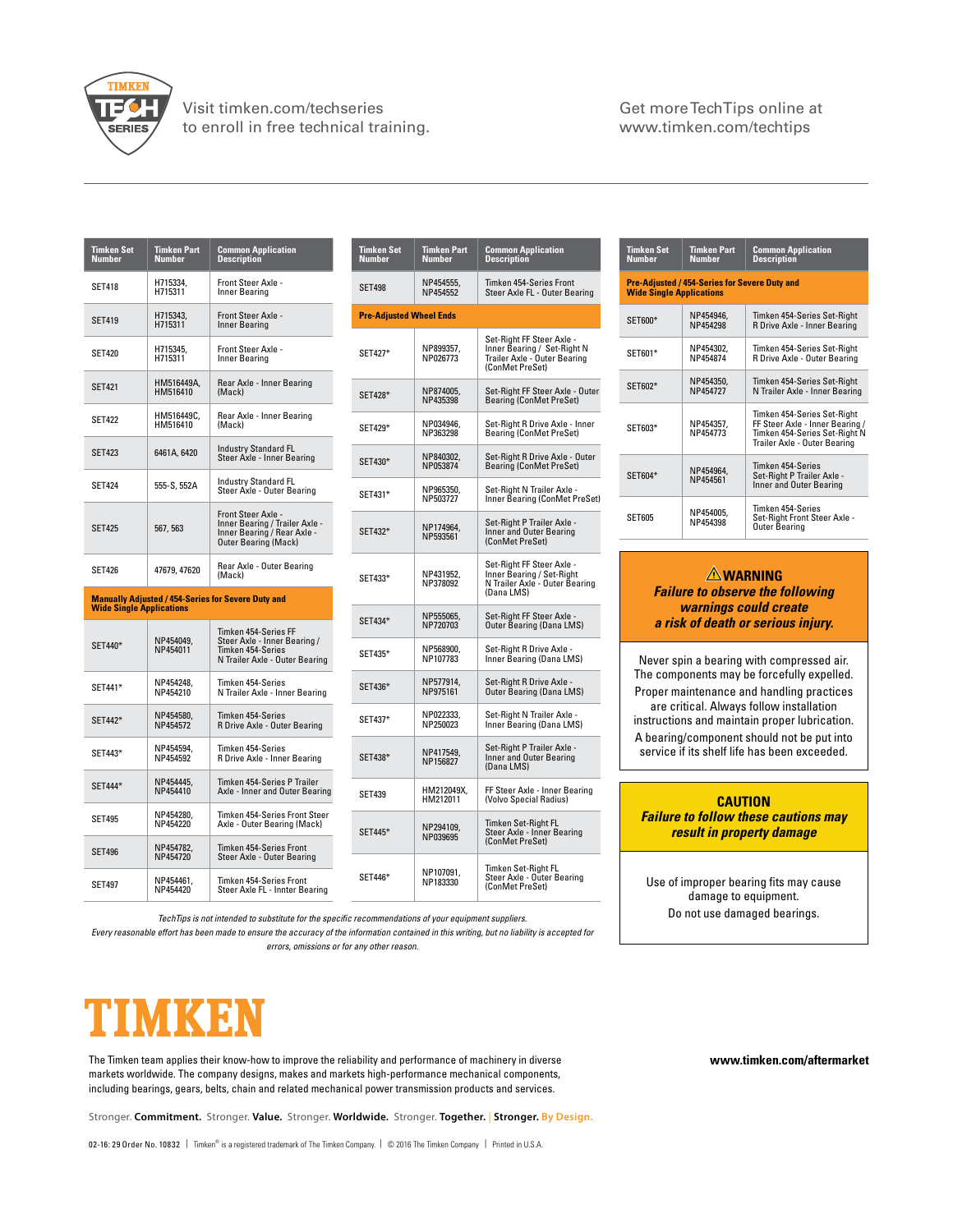Visit timken.com/techseries to enroll in free technical training.

Get more TechTips online at www.timken.com/techtips

| Timken Set Number | Timken Part Number | Common Application Description |
|---|---|---|
| SET418 | H715334, H715311 | Front Steer Axle - Inner Bearing |
| SET419 | H715343, H715311 | Front Steer Axle - Inner Bearing |
| SET420 | H715345, H715311 | Front Steer Axle - Inner Bearing |
| SET421 | HM516449A, HM516410 | Rear Axle - Inner Bearing (Mack) |
| SET422 | HM516449C, HM516410 | Rear Axle - Inner Bearing (Mack) |
| SET423 | 6461A, 6420 | Industry Standard FL Steer Axle - Inner Bearing |
| SET424 | 555-S, 552A | Industry Standard FL Steer Axle - Outer Bearing |
| SET425 | 567, 563 | Front Steer Axle - Inner Bearing / Trailer Axle - Inner Bearing / Rear Axle - Outer Bearing (Mack) |
| SET426 | 47679, 47620 | Rear Axle - Outer Bearing (Mack) |
| **Manually Adjusted / 454-Series for Severe Duty and Wide Single Applications** | | |
| SET440* | NP454049, NP454011 | Timken 454-Series FF Steer Axle - Inner Bearing / Timken 454-Series N Trailer Axle - Outer Bearing |
| SET441* | NP454248, NP454210 | Timken 454-Series N Trailer Axle - Inner Bearing |
| SET442* | NP454580, NP454572 | Timken 454-Series R Drive Axle - Outer Bearing |
| SET443* | NP454594, NP454592 | Timken 454-Series R Drive Axle - Inner Bearing |
| SET444* | NP454445, NP454410 | Timken 454-Series P Trailer Axle - Inner and Outer Bearing |
| SET495 | NP454280, NP454220 | Timken 454-Series Front Steer Axle - Outer Bearing (Mack) |
| SET496 | NP454782, NP454720 | Timken 454-Series Front Steer Axle - Outer Bearing |
| SET497 | NP454461, NP454420 | Timken 454-Series Front Steer Axle FL - Innter Bearing |

| Timken Set Number | Timken Part Number | Common Application Description |
|---|---|---|
| SET498 | NP454555, NP454552 | Timken 454-Series Front Steer Axle FL - Outer Bearing |
| **Pre-Adjusted Wheel Ends** | | |
| SET427* | NP899357, NP026773 | Set-Right FF Steer Axle - Inner Bearing / Set-Right N Trailer Axle - Outer Bearing (ConMet PreSet) |
| SET428* | NP874005, NP435398 | Set-Right FF Steer Axle - Outer Bearing (ConMet PreSet) |
| SET429* | NP034946, NP363298 | Set-Right R Drive Axle - Inner Bearing (ConMet PreSet) |
| SET430* | NP840302, NP053874 | Set-Right R Drive Axle - Outer Bearing (ConMet PreSet) |
| SET431* | NP965350, NP503727 | Set-Right N Trailer Axle - Inner Bearing (ConMet PreSet) |
| SET432* | NP174964, NP593561 | Set-Right P Trailer Axle - Inner and Outer Bearing (ConMet PreSet) |
| SET433* | NP431952, NP378092 | Set-Right FF Steer Axle - Inner Bearing / Set-Right N Trailer Axle - Outer Bearing (Dana LMS) |
| SET434* | NP555065, NP720703 | Set-Right FF Steer Axle - Outer Bearing (Dana LMS) |
| SET435* | NP568900, NP107783 | Set-Right R Drive Axle - Inner Bearing (Dana LMS) |
| SET436* | NP577914, NP975161 | Set-Right R Drive Axle - Outer Bearing (Dana LMS) |
| SET437* | NP022333, NP250023 | Set-Right N Trailer Axle - Inner Bearing (Dana LMS) |
| SET438* | NP417549, NP156827 | Set-Right P Trailer Axle - Inner and Outer Bearing (Dana LMS) |
| SET439 | HM212049X, HM212011 | FF Steer Axle - Inner Bearing (Volvo Special Radius) |
| SET445* | NP294109, NP039695 | Timken Set-Right FL Steer Axle - Inner Bearing (ConMet PreSet) |
| SET446* | NP107091, NP183330 | Timken Set-Right FL Steer Axle - Outer Bearing (ConMet PreSet) |

| Timken Set Number | Timken Part Number | Common Application Description |
|---|---|---|
| **Pre-Adjusted / 454-Series for Severe Duty and Wide Single Applications** | | |
| SET600* | NP454946, NP454298 | Timken 454-Series Set-Right R Drive Axle - Inner Bearing |
| SET601* | NP454302, NP454874 | Timken 454-Series Set-Right R Drive Axle - Outer Bearing |
| SET602* | NP454350, NP454727 | Timken 454-Series Set-Right N Trailer Axle - Inner Bearing |
| SET603* | NP454357, NP454773 | Timken 454-Series Set-Right FF Steer Axle - Inner Bearing / Timken 454-Series Set-Right N Trailer Axle - Outer Bearing |
| SET604* | NP454964, NP454561 | Timken 454-Series Set-Right P Trailer Axle - Inner and Outer Bearing |
| SET605 | NP454005, NP454398 | Timken 454-Series Set-Right Front Steer Axle - Outer Bearing |

**⚠WARNING**

***Failure to observe the following warnings could create a risk of death or serious injury.***

Never spin a bearing with compressed air. The components may be forcefully expelled.

Proper maintenance and handling practices are critical. Always follow installation instructions and maintain proper lubrication.

A bearing/component should not be put into service if its shelf life has been exceeded.

**CAUTION**

***Failure to follow these cautions may result in property damage***

Use of improper bearing fits may cause damage to equipment.

Do not use damaged bearings.

*TechTips is not intended to substitute for the specific recommendations of your equipment suppliers. Every reasonable effort has been made to ensure the accuracy of the information contained in this writing, but no liability is accepted for errors, omissions or for any other reason.*

# TIMKEN

The Timken team applies their know-how to improve the reliability and performance of machinery in diverse markets worldwide. The company designs, makes and markets high-performance mechanical components, including bearings, gears, belts, chain and related mechanical power transmission products and services.

**www.timken.com/aftermarket**

Stronger. **Commitment.** Stronger. **Value.** Stronger. **Worldwide.** Stronger. **Together.** | **Stronger. By Design.**

02-16: 29 Order No. 10832 | Timken® is a registered trademark of The Timken Company. | © 2016 The Timken Company | Printed in U.S.A.